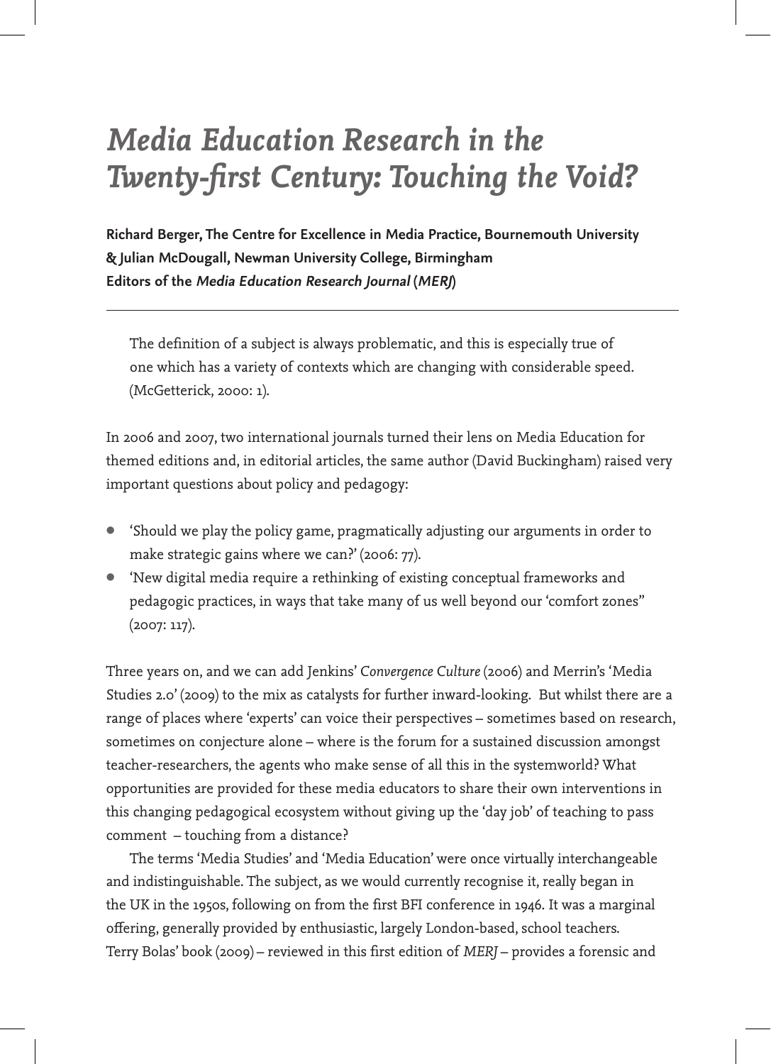# *Media Education Research in the Twenty-first Century: Touching the Void?*

**Richard Berger, The Centre for Excellence in Media Practice, Bournemouth University & Julian McDougall, Newman University College, Birmingham**
**Editors of the *Media Education Research Journal* (*MERJ*)**

---

> The definition of a subject is always problematic, and this is especially true of one which has a variety of contexts which are changing with considerable speed. (McGetterick, 2000: 1).

In 2006 and 2007, two international journals turned their lens on Media Education for themed editions and, in editorial articles, the same author (David Buckingham) raised very important questions about policy and pedagogy:

- 'Should we play the policy game, pragmatically adjusting our arguments in order to make strategic gains where we can?' (2006: 77).
- 'New digital media require a rethinking of existing conceptual frameworks and pedagogic practices, in ways that take many of us well beyond our 'comfort zones'' (2007: 117).

Three years on, and we can add Jenkins' *Convergence Culture* (2006) and Merrin's 'Media Studies 2.0' (2009) to the mix as catalysts for further inward-looking. But whilst there are a range of places where 'experts' can voice their perspectives – sometimes based on research, sometimes on conjecture alone – where is the forum for a sustained discussion amongst teacher-researchers, the agents who make sense of all this in the systemworld? What opportunities are provided for these media educators to share their own interventions in this changing pedagogical ecosystem without giving up the 'day job' of teaching to pass comment – touching from a distance?

The terms 'Media Studies' and 'Media Education' were once virtually interchangeable and indistinguishable. The subject, as we would currently recognise it, really began in the UK in the 1950s, following on from the first BFI conference in 1946. It was a marginal offering, generally provided by enthusiastic, largely London-based, school teachers. Terry Bolas' book (2009) – reviewed in this first edition of *MERJ* – provides a forensic and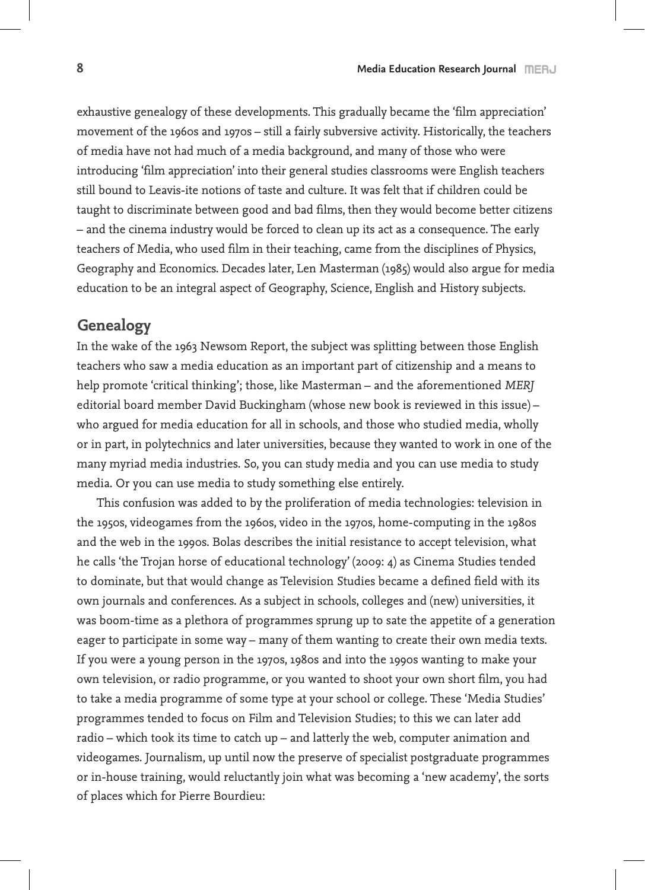exhaustive genealogy of these developments. This gradually became the 'film appreciation' movement of the 1960s and 1970s – still a fairly subversive activity. Historically, the teachers of media have not had much of a media background, and many of those who were introducing 'film appreciation' into their general studies classrooms were English teachers still bound to Leavis-ite notions of taste and culture. It was felt that if children could be taught to discriminate between good and bad films, then they would become better citizens – and the cinema industry would be forced to clean up its act as a consequence. The early teachers of Media, who used film in their teaching, came from the disciplines of Physics, Geography and Economics. Decades later, Len Masterman (1985) would also argue for media education to be an integral aspect of Geography, Science, English and History subjects.

## Genealogy

In the wake of the 1963 Newsom Report, the subject was splitting between those English teachers who saw a media education as an important part of citizenship and a means to help promote 'critical thinking'; those, like Masterman – and the aforementioned *MERJ* editorial board member David Buckingham (whose new book is reviewed in this issue) – who argued for media education for all in schools, and those who studied media, wholly or in part, in polytechnics and later universities, because they wanted to work in one of the many myriad media industries. So, you can study media and you can use media to study media. Or you can use media to study something else entirely.

This confusion was added to by the proliferation of media technologies: television in the 1950s, videogames from the 1960s, video in the 1970s, home-computing in the 1980s and the web in the 1990s. Bolas describes the initial resistance to accept television, what he calls 'the Trojan horse of educational technology' (2009: 4) as Cinema Studies tended to dominate, but that would change as Television Studies became a defined field with its own journals and conferences. As a subject in schools, colleges and (new) universities, it was boom-time as a plethora of programmes sprung up to sate the appetite of a generation eager to participate in some way – many of them wanting to create their own media texts. If you were a young person in the 1970s, 1980s and into the 1990s wanting to make your own television, or radio programme, or you wanted to shoot your own short film, you had to take a media programme of some type at your school or college. These 'Media Studies' programmes tended to focus on Film and Television Studies; to this we can later add radio – which took its time to catch up – and latterly the web, computer animation and videogames. Journalism, up until now the preserve of specialist postgraduate programmes or in-house training, would reluctantly join what was becoming a 'new academy', the sorts of places which for Pierre Bourdieu: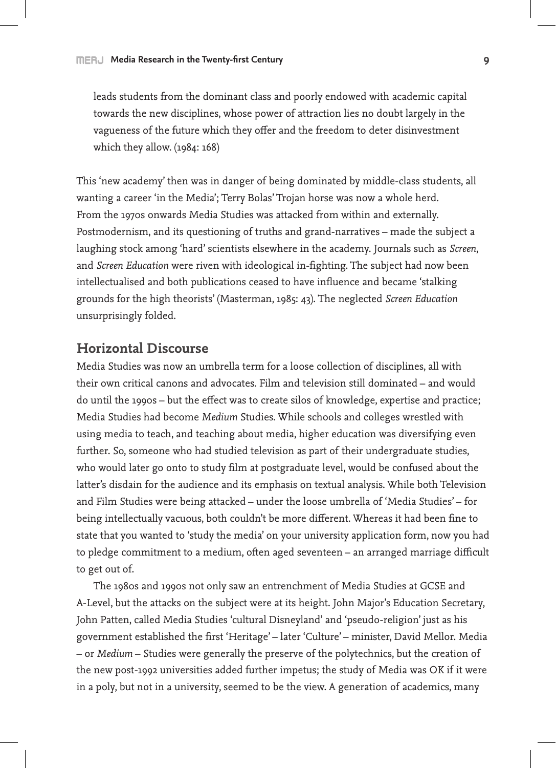> leads students from the dominant class and poorly endowed with academic capital towards the new disciplines, whose power of attraction lies no doubt largely in the vagueness of the future which they offer and the freedom to deter disinvestment which they allow. (1984: 168)

This 'new academy' then was in danger of being dominated by middle-class students, all wanting a career 'in the Media'; Terry Bolas' Trojan horse was now a whole herd.
From the 1970s onwards Media Studies was attacked from within and externally. Postmodernism, and its questioning of truths and grand-narratives – made the subject a laughing stock among 'hard' scientists elsewhere in the academy. Journals such as *Screen*, and *Screen Education* were riven with ideological in-fighting. The subject had now been intellectualised and both publications ceased to have influence and became 'stalking grounds for the high theorists' (Masterman, 1985: 43). The neglected *Screen Education* unsurprisingly folded.

## Horizontal Discourse

Media Studies was now an umbrella term for a loose collection of disciplines, all with their own critical canons and advocates. Film and television still dominated – and would do until the 1990s – but the effect was to create silos of knowledge, expertise and practice; Media Studies had become *Medium* Studies. While schools and colleges wrestled with using media to teach, and teaching about media, higher education was diversifying even further. So, someone who had studied television as part of their undergraduate studies, who would later go onto to study film at postgraduate level, would be confused about the latter's disdain for the audience and its emphasis on textual analysis. While both Television and Film Studies were being attacked – under the loose umbrella of 'Media Studies' – for being intellectually vacuous, both couldn't be more different. Whereas it had been fine to state that you wanted to 'study the media' on your university application form, now you had to pledge commitment to a medium, often aged seventeen – an arranged marriage difficult to get out of.

The 1980s and 1990s not only saw an entrenchment of Media Studies at GCSE and A-Level, but the attacks on the subject were at its height. John Major's Education Secretary, John Patten, called Media Studies 'cultural Disneyland' and 'pseudo-religion' just as his government established the first 'Heritage' – later 'Culture' – minister, David Mellor. Media – or *Medium* – Studies were generally the preserve of the polytechnics, but the creation of the new post-1992 universities added further impetus; the study of Media was OK if it were in a poly, but not in a university, seemed to be the view. A generation of academics, many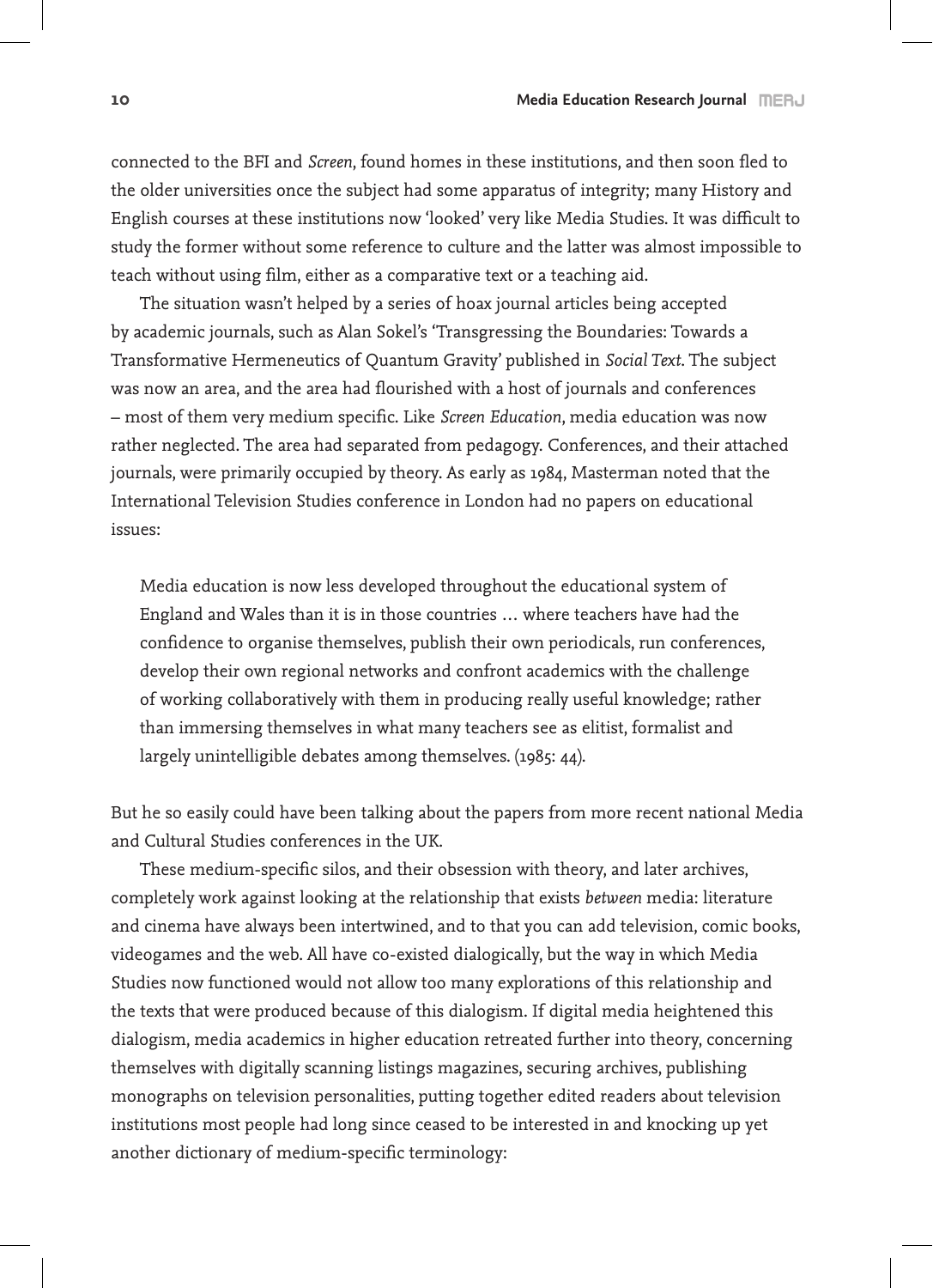connected to the BFI and *Screen*, found homes in these institutions, and then soon fled to the older universities once the subject had some apparatus of integrity; many History and English courses at these institutions now 'looked' very like Media Studies. It was difficult to study the former without some reference to culture and the latter was almost impossible to teach without using film, either as a comparative text or a teaching aid.

The situation wasn't helped by a series of hoax journal articles being accepted by academic journals, such as Alan Sokel's 'Transgressing the Boundaries: Towards a Transformative Hermeneutics of Quantum Gravity' published in *Social Text*. The subject was now an area, and the area had flourished with a host of journals and conferences – most of them very medium specific. Like *Screen Education*, media education was now rather neglected. The area had separated from pedagogy. Conferences, and their attached journals, were primarily occupied by theory. As early as 1984, Masterman noted that the International Television Studies conference in London had no papers on educational issues:

> Media education is now less developed throughout the educational system of England and Wales than it is in those countries … where teachers have had the confidence to organise themselves, publish their own periodicals, run conferences, develop their own regional networks and confront academics with the challenge of working collaboratively with them in producing really useful knowledge; rather than immersing themselves in what many teachers see as elitist, formalist and largely unintelligible debates among themselves. (1985: 44).

But he so easily could have been talking about the papers from more recent national Media and Cultural Studies conferences in the UK.

These medium-specific silos, and their obsession with theory, and later archives, completely work against looking at the relationship that exists *between* media: literature and cinema have always been intertwined, and to that you can add television, comic books, videogames and the web. All have co-existed dialogically, but the way in which Media Studies now functioned would not allow too many explorations of this relationship and the texts that were produced because of this dialogism. If digital media heightened this dialogism, media academics in higher education retreated further into theory, concerning themselves with digitally scanning listings magazines, securing archives, publishing monographs on television personalities, putting together edited readers about television institutions most people had long since ceased to be interested in and knocking up yet another dictionary of medium-specific terminology: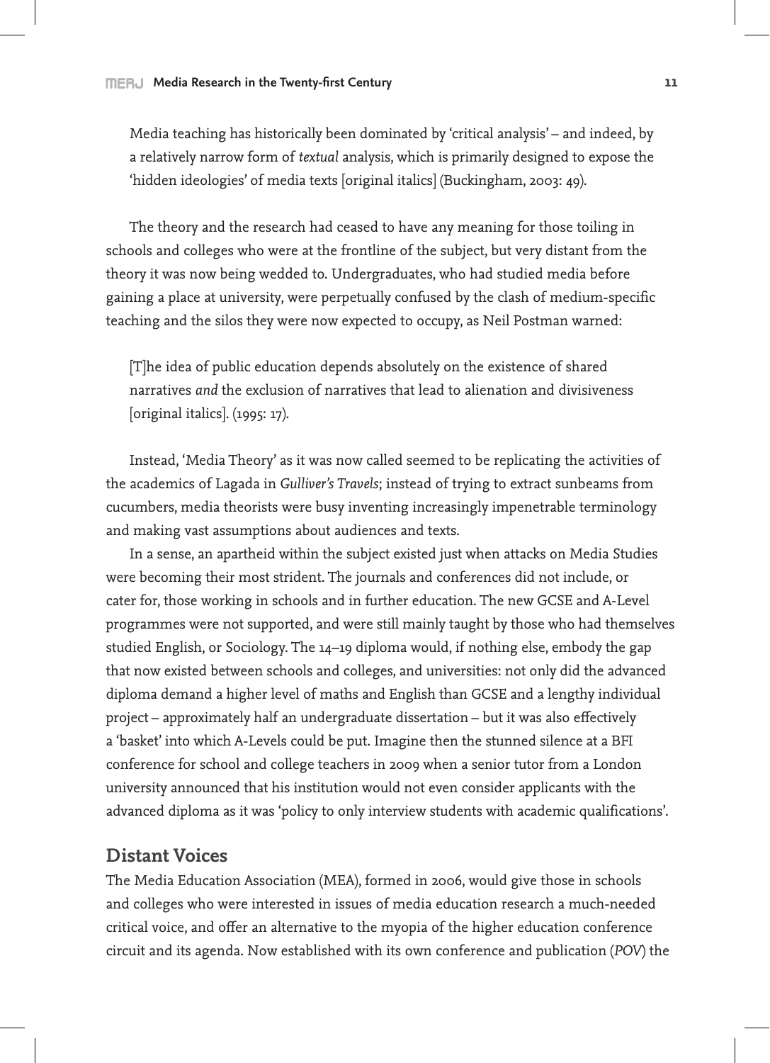> Media teaching has historically been dominated by 'critical analysis' – and indeed, by a relatively narrow form of *textual* analysis, which is primarily designed to expose the 'hidden ideologies' of media texts [original italics] (Buckingham, 2003: 49).

The theory and the research had ceased to have any meaning for those toiling in schools and colleges who were at the frontline of the subject, but very distant from the theory it was now being wedded to. Undergraduates, who had studied media before gaining a place at university, were perpetually confused by the clash of medium-specific teaching and the silos they were now expected to occupy, as Neil Postman warned:

> [T]he idea of public education depends absolutely on the existence of shared narratives *and* the exclusion of narratives that lead to alienation and divisiveness [original italics]. (1995: 17).

Instead, 'Media Theory' as it was now called seemed to be replicating the activities of the academics of Lagada in *Gulliver's Travels*; instead of trying to extract sunbeams from cucumbers, media theorists were busy inventing increasingly impenetrable terminology and making vast assumptions about audiences and texts.

In a sense, an apartheid within the subject existed just when attacks on Media Studies were becoming their most strident. The journals and conferences did not include, or cater for, those working in schools and in further education. The new GCSE and A-Level programmes were not supported, and were still mainly taught by those who had themselves studied English, or Sociology. The 14–19 diploma would, if nothing else, embody the gap that now existed between schools and colleges, and universities: not only did the advanced diploma demand a higher level of maths and English than GCSE and a lengthy individual project – approximately half an undergraduate dissertation – but it was also effectively a 'basket' into which A-Levels could be put. Imagine then the stunned silence at a BFI conference for school and college teachers in 2009 when a senior tutor from a London university announced that his institution would not even consider applicants with the advanced diploma as it was 'policy to only interview students with academic qualifications'.

## Distant Voices

The Media Education Association (MEA), formed in 2006, would give those in schools and colleges who were interested in issues of media education research a much-needed critical voice, and offer an alternative to the myopia of the higher education conference circuit and its agenda. Now established with its own conference and publication (*POV*) the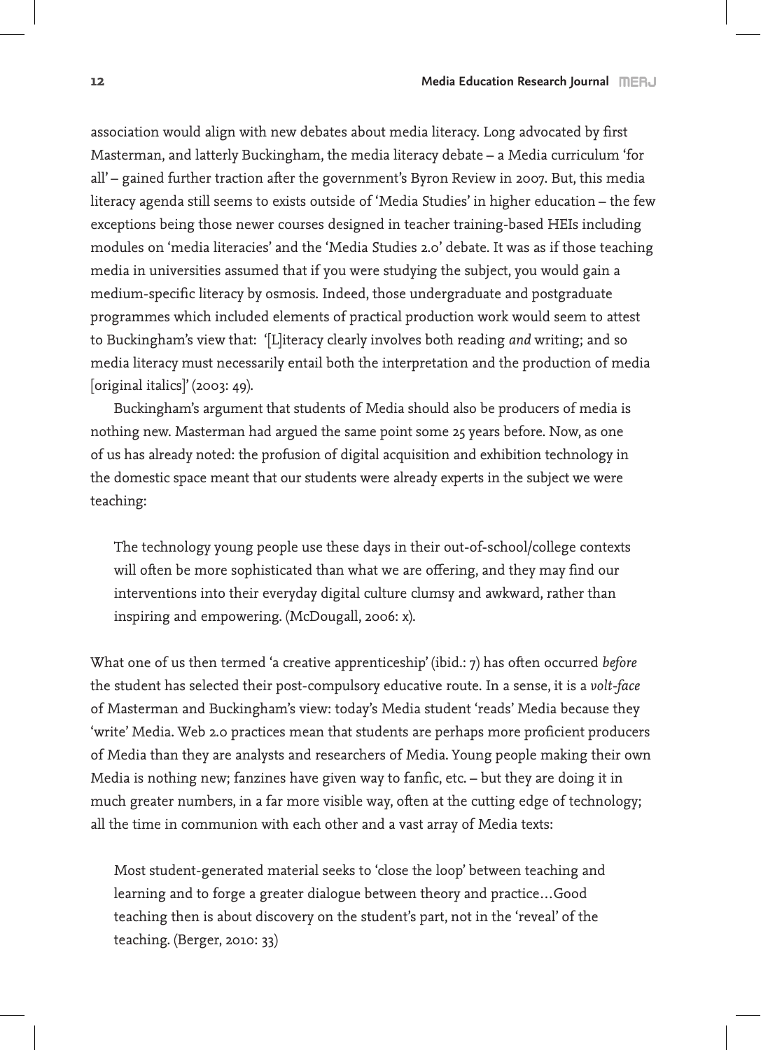association would align with new debates about media literacy. Long advocated by first Masterman, and latterly Buckingham, the media literacy debate – a Media curriculum 'for all' – gained further traction after the government's Byron Review in 2007. But, this media literacy agenda still seems to exists outside of 'Media Studies' in higher education – the few exceptions being those newer courses designed in teacher training-based HEIs including modules on 'media literacies' and the 'Media Studies 2.0' debate. It was as if those teaching media in universities assumed that if you were studying the subject, you would gain a medium-specific literacy by osmosis. Indeed, those undergraduate and postgraduate programmes which included elements of practical production work would seem to attest to Buckingham's view that: '[L]iteracy clearly involves both reading *and* writing; and so media literacy must necessarily entail both the interpretation and the production of media [original italics]' (2003: 49).

Buckingham's argument that students of Media should also be producers of media is nothing new. Masterman had argued the same point some 25 years before. Now, as one of us has already noted: the profusion of digital acquisition and exhibition technology in the domestic space meant that our students were already experts in the subject we were teaching:

> The technology young people use these days in their out-of-school/college contexts will often be more sophisticated than what we are offering, and they may find our interventions into their everyday digital culture clumsy and awkward, rather than inspiring and empowering. (McDougall, 2006: x).

What one of us then termed 'a creative apprenticeship' (ibid.: 7) has often occurred *before* the student has selected their post-compulsory educative route. In a sense, it is a *volt-face* of Masterman and Buckingham's view: today's Media student 'reads' Media because they 'write' Media. Web 2.0 practices mean that students are perhaps more proficient producers of Media than they are analysts and researchers of Media. Young people making their own Media is nothing new; fanzines have given way to fanfic, etc. – but they are doing it in much greater numbers, in a far more visible way, often at the cutting edge of technology; all the time in communion with each other and a vast array of Media texts:

> Most student-generated material seeks to 'close the loop' between teaching and learning and to forge a greater dialogue between theory and practice…Good teaching then is about discovery on the student's part, not in the 'reveal' of the teaching. (Berger, 2010: 33)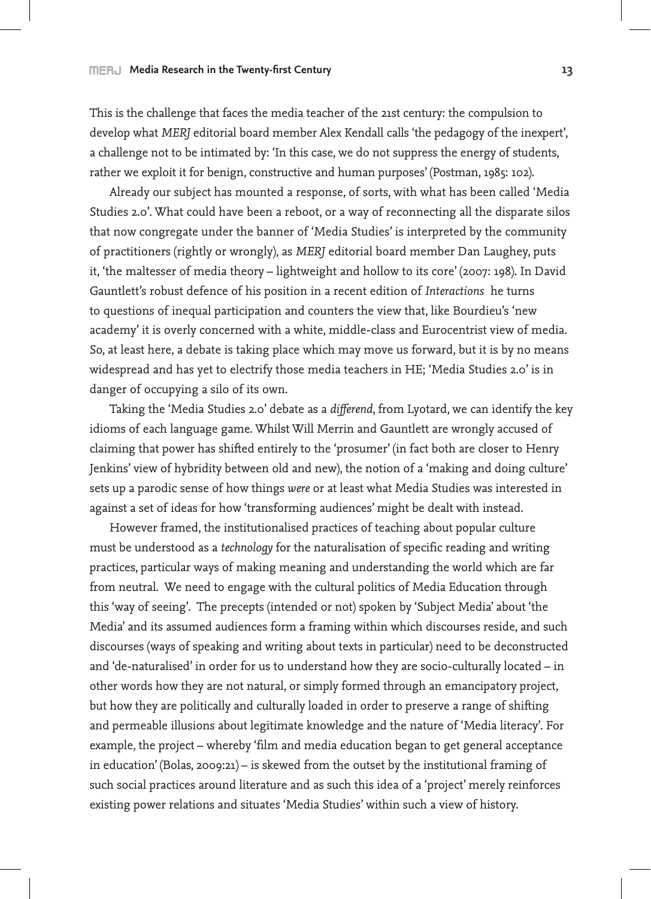This is the challenge that faces the media teacher of the 21st century: the compulsion to develop what *MERJ* editorial board member Alex Kendall calls 'the pedagogy of the inexpert', a challenge not to be intimated by: 'In this case, we do not suppress the energy of students, rather we exploit it for benign, constructive and human purposes' (Postman, 1985: 102).

Already our subject has mounted a response, of sorts, with what has been called 'Media Studies 2.0'. What could have been a reboot, or a way of reconnecting all the disparate silos that now congregate under the banner of 'Media Studies' is interpreted by the community of practitioners (rightly or wrongly), as *MERJ* editorial board member Dan Laughey, puts it, 'the maltesser of media theory – lightweight and hollow to its core' (2007: 198). In David Gauntlett's robust defence of his position in a recent edition of *Interactions* he turns to questions of inequal participation and counters the view that, like Bourdieu's 'new academy' it is overly concerned with a white, middle-class and Eurocentrist view of media. So, at least here, a debate is taking place which may move us forward, but it is by no means widespread and has yet to electrify those media teachers in HE; 'Media Studies 2.0' is in danger of occupying a silo of its own.

Taking the 'Media Studies 2.0' debate as a *differend*, from Lyotard, we can identify the key idioms of each language game. Whilst Will Merrin and Gauntlett are wrongly accused of claiming that power has shifted entirely to the 'prosumer' (in fact both are closer to Henry Jenkins' view of hybridity between old and new), the notion of a 'making and doing culture' sets up a parodic sense of how things *were* or at least what Media Studies was interested in against a set of ideas for how 'transforming audiences' might be dealt with instead.

However framed, the institutionalised practices of teaching about popular culture must be understood as a *technology* for the naturalisation of specific reading and writing practices, particular ways of making meaning and understanding the world which are far from neutral. We need to engage with the cultural politics of Media Education through this 'way of seeing'. The precepts (intended or not) spoken by 'Subject Media' about 'the Media' and its assumed audiences form a framing within which discourses reside, and such discourses (ways of speaking and writing about texts in particular) need to be deconstructed and 'de-naturalised' in order for us to understand how they are socio-culturally located – in other words how they are not natural, or simply formed through an emancipatory project, but how they are politically and culturally loaded in order to preserve a range of shifting and permeable illusions about legitimate knowledge and the nature of 'Media literacy'. For example, the project – whereby 'film and media education began to get general acceptance in education' (Bolas, 2009:21) – is skewed from the outset by the institutional framing of such social practices around literature and as such this idea of a 'project' merely reinforces existing power relations and situates 'Media Studies' within such a view of history.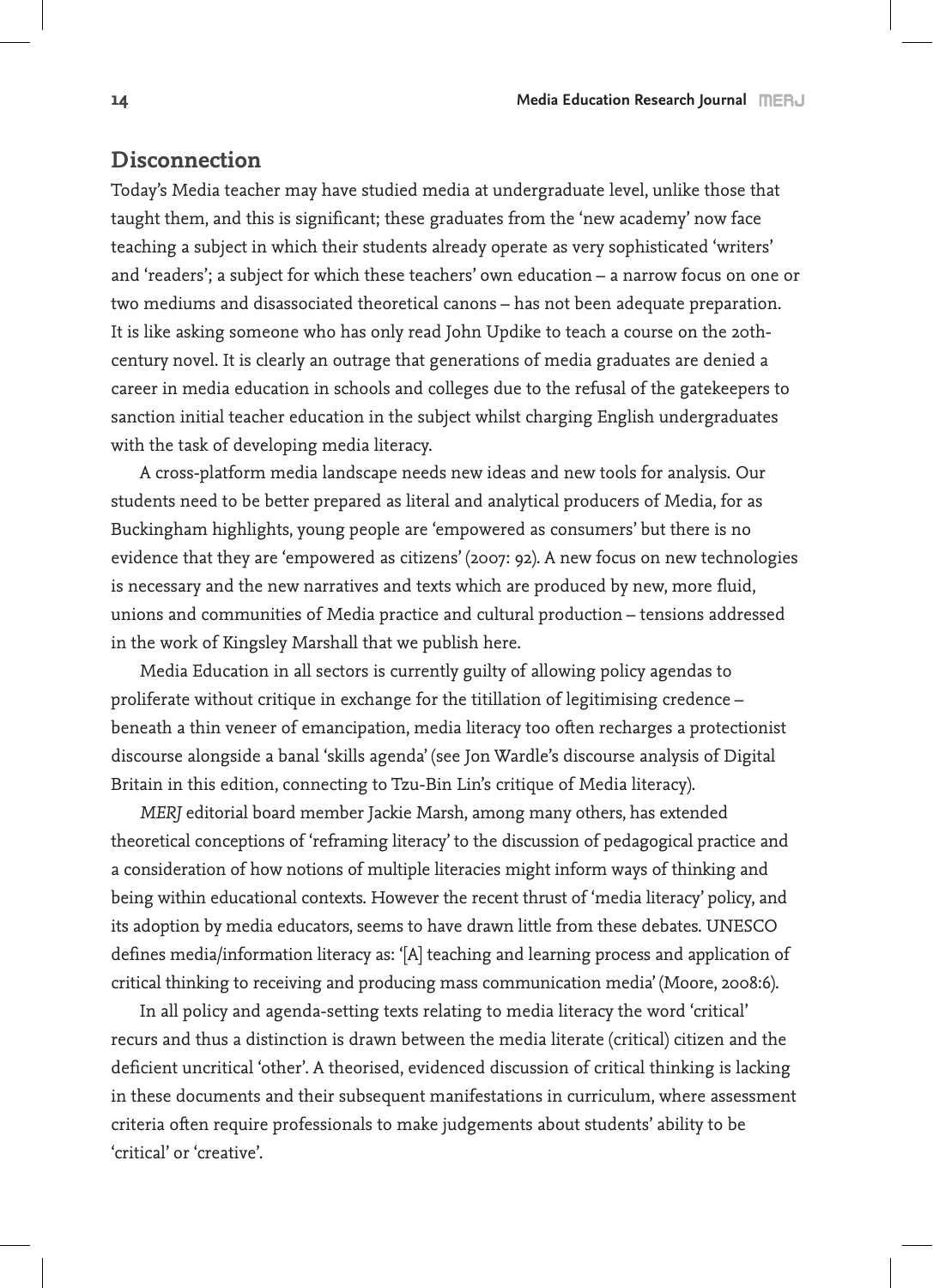## Disconnection

Today's Media teacher may have studied media at undergraduate level, unlike those that taught them, and this is significant; these graduates from the 'new academy' now face teaching a subject in which their students already operate as very sophisticated 'writers' and 'readers'; a subject for which these teachers' own education – a narrow focus on one or two mediums and disassociated theoretical canons – has not been adequate preparation. It is like asking someone who has only read John Updike to teach a course on the 20th-century novel. It is clearly an outrage that generations of media graduates are denied a career in media education in schools and colleges due to the refusal of the gatekeepers to sanction initial teacher education in the subject whilst charging English undergraduates with the task of developing media literacy.

A cross-platform media landscape needs new ideas and new tools for analysis. Our students need to be better prepared as literal and analytical producers of Media, for as Buckingham highlights, young people are 'empowered as consumers' but there is no evidence that they are 'empowered as citizens' (2007: 92). A new focus on new technologies is necessary and the new narratives and texts which are produced by new, more fluid, unions and communities of Media practice and cultural production – tensions addressed in the work of Kingsley Marshall that we publish here.

Media Education in all sectors is currently guilty of allowing policy agendas to proliferate without critique in exchange for the titillation of legitimising credence – beneath a thin veneer of emancipation, media literacy too often recharges a protectionist discourse alongside a banal 'skills agenda' (see Jon Wardle's discourse analysis of Digital Britain in this edition, connecting to Tzu-Bin Lin's critique of Media literacy).

*MERJ* editorial board member Jackie Marsh, among many others, has extended theoretical conceptions of 'reframing literacy' to the discussion of pedagogical practice and a consideration of how notions of multiple literacies might inform ways of thinking and being within educational contexts. However the recent thrust of 'media literacy' policy, and its adoption by media educators, seems to have drawn little from these debates. UNESCO defines media/information literacy as: '[A] teaching and learning process and application of critical thinking to receiving and producing mass communication media' (Moore, 2008:6).

In all policy and agenda-setting texts relating to media literacy the word 'critical' recurs and thus a distinction is drawn between the media literate (critical) citizen and the deficient uncritical 'other'. A theorised, evidenced discussion of critical thinking is lacking in these documents and their subsequent manifestations in curriculum, where assessment criteria often require professionals to make judgements about students' ability to be 'critical' or 'creative'.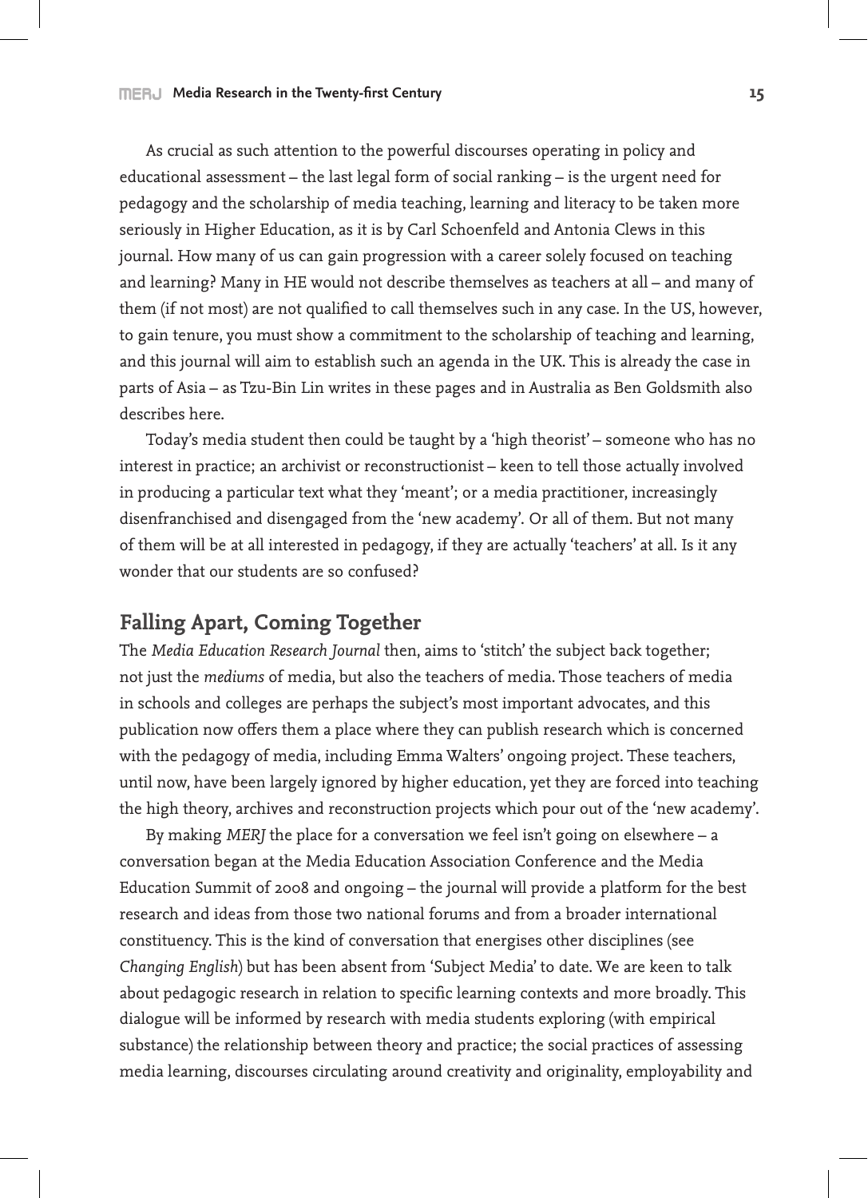As crucial as such attention to the powerful discourses operating in policy and educational assessment – the last legal form of social ranking – is the urgent need for pedagogy and the scholarship of media teaching, learning and literacy to be taken more seriously in Higher Education, as it is by Carl Schoenfeld and Antonia Clews in this journal. How many of us can gain progression with a career solely focused on teaching and learning? Many in HE would not describe themselves as teachers at all – and many of them (if not most) are not qualified to call themselves such in any case. In the US, however, to gain tenure, you must show a commitment to the scholarship of teaching and learning, and this journal will aim to establish such an agenda in the UK. This is already the case in parts of Asia – as Tzu-Bin Lin writes in these pages and in Australia as Ben Goldsmith also describes here.

Today's media student then could be taught by a 'high theorist' – someone who has no interest in practice; an archivist or reconstructionist – keen to tell those actually involved in producing a particular text what they 'meant'; or a media practitioner, increasingly disenfranchised and disengaged from the 'new academy'. Or all of them. But not many of them will be at all interested in pedagogy, if they are actually 'teachers' at all. Is it any wonder that our students are so confused?

## Falling Apart, Coming Together

The *Media Education Research Journal* then, aims to 'stitch' the subject back together; not just the *mediums* of media, but also the teachers of media. Those teachers of media in schools and colleges are perhaps the subject's most important advocates, and this publication now offers them a place where they can publish research which is concerned with the pedagogy of media, including Emma Walters' ongoing project. These teachers, until now, have been largely ignored by higher education, yet they are forced into teaching the high theory, archives and reconstruction projects which pour out of the 'new academy'.

By making *MERJ* the place for a conversation we feel isn't going on elsewhere – a conversation began at the Media Education Association Conference and the Media Education Summit of 2008 and ongoing – the journal will provide a platform for the best research and ideas from those two national forums and from a broader international constituency. This is the kind of conversation that energises other disciplines (see *Changing English*) but has been absent from 'Subject Media' to date. We are keen to talk about pedagogic research in relation to specific learning contexts and more broadly. This dialogue will be informed by research with media students exploring (with empirical substance) the relationship between theory and practice; the social practices of assessing media learning, discourses circulating around creativity and originality, employability and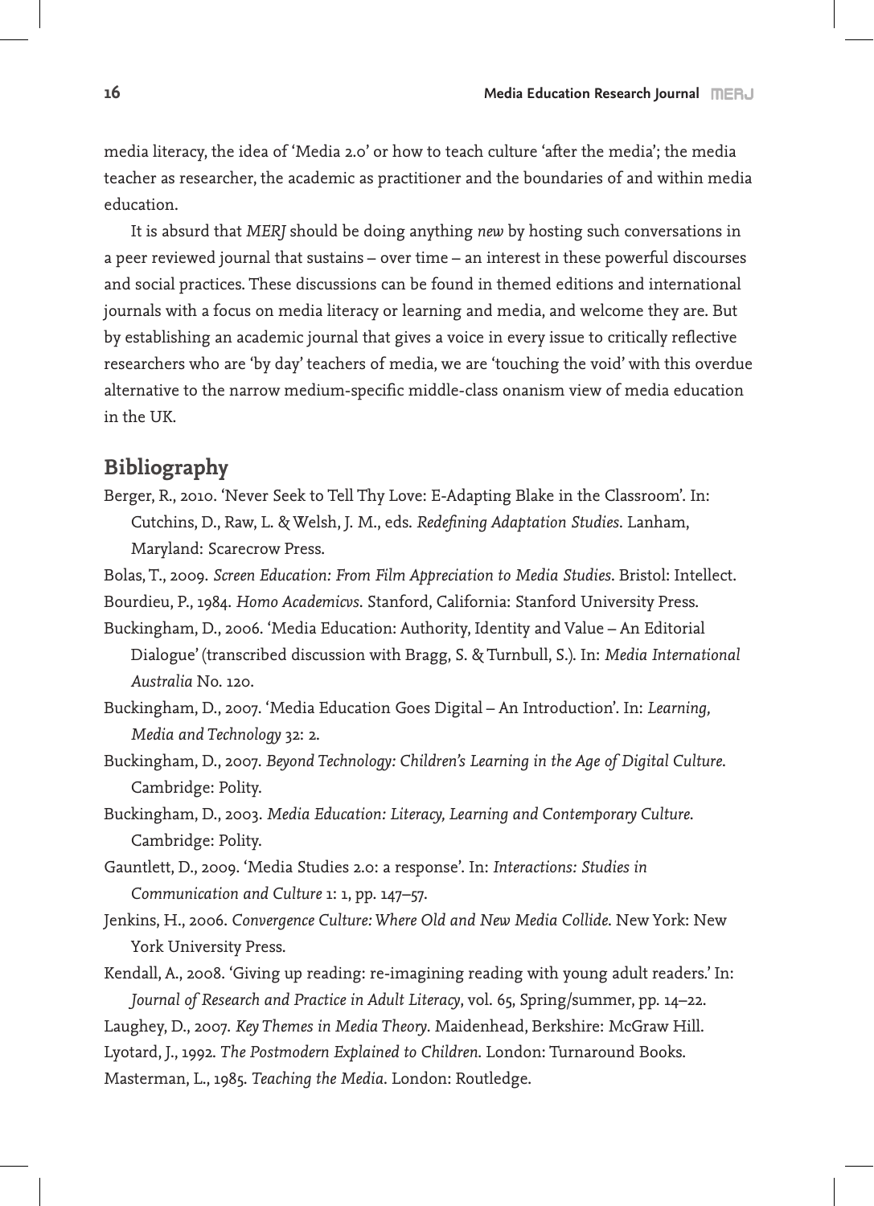media literacy, the idea of 'Media 2.0' or how to teach culture 'after the media'; the media teacher as researcher, the academic as practitioner and the boundaries of and within media education.

It is absurd that *MERJ* should be doing anything *new* by hosting such conversations in a peer reviewed journal that sustains – over time – an interest in these powerful discourses and social practices. These discussions can be found in themed editions and international journals with a focus on media literacy or learning and media, and welcome they are. But by establishing an academic journal that gives a voice in every issue to critically reflective researchers who are 'by day' teachers of media, we are 'touching the void' with this overdue alternative to the narrow medium-specific middle-class onanism view of media education in the UK.

## Bibliography

Berger, R., 2010. 'Never Seek to Tell Thy Love: E-Adapting Blake in the Classroom'. In: Cutchins, D., Raw, L. & Welsh, J. M., eds. *Redefining Adaptation Studies*. Lanham, Maryland: Scarecrow Press.

Bolas, T., 2009. *Screen Education: From Film Appreciation to Media Studies*. Bristol: Intellect.

Bourdieu, P., 1984. *Homo Academicvs.* Stanford, California: Stanford University Press.

Buckingham, D., 2006. 'Media Education: Authority, Identity and Value – An Editorial Dialogue' (transcribed discussion with Bragg, S. & Turnbull, S.). In: *Media International Australia* No. 120.

Buckingham, D., 2007. 'Media Education Goes Digital – An Introduction'. In: *Learning, Media and Technology* 32: 2.

Buckingham, D., 2007. *Beyond Technology: Children's Learning in the Age of Digital Culture*. Cambridge: Polity.

Buckingham, D., 2003. *Media Education: Literacy, Learning and Contemporary Culture.* Cambridge: Polity.

Gauntlett, D., 2009. 'Media Studies 2.0: a response'. In: *Interactions: Studies in Communication and Culture* 1: 1, pp. 147–57.

Jenkins, H., 2006. *Convergence Culture: Where Old and New Media Collide*. New York: New York University Press.

Kendall, A., 2008. 'Giving up reading: re-imagining reading with young adult readers.' In: *Journal of Research and Practice in Adult Literacy*, vol. 65, Spring/summer, pp. 14–22.

Laughey, D., 2007. *Key Themes in Media Theory*. Maidenhead, Berkshire: McGraw Hill.

Lyotard, J., 1992. *The Postmodern Explained to Children*. London: Turnaround Books.

Masterman, L., 1985. *Teaching the Media*. London: Routledge.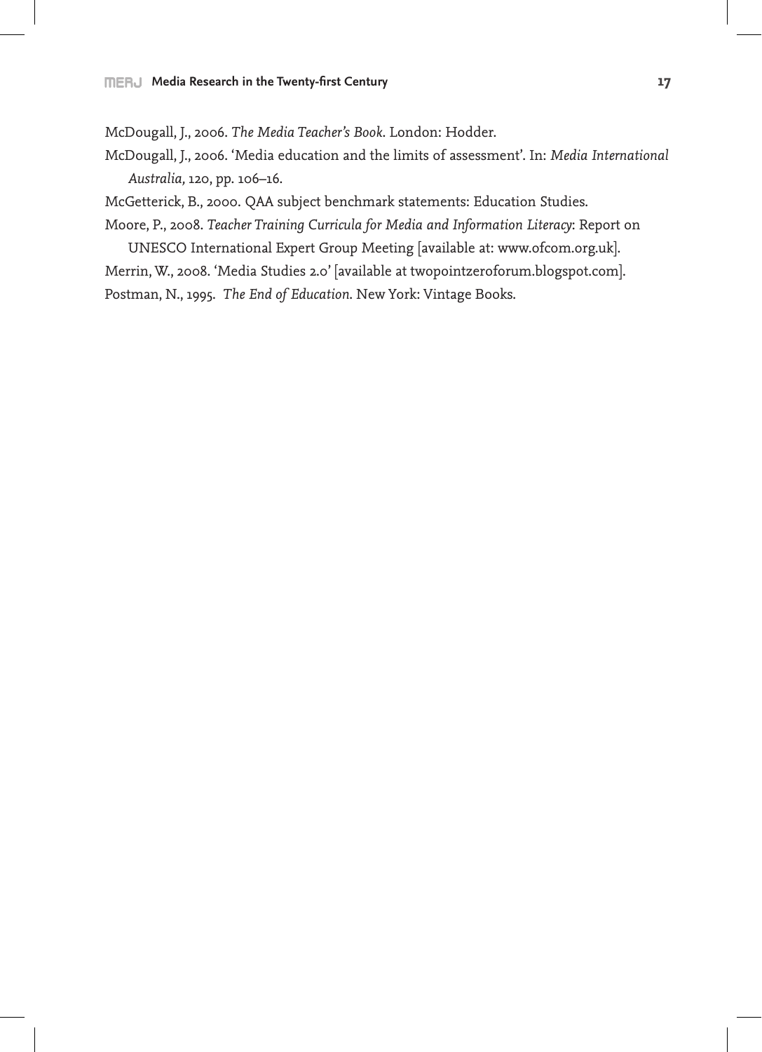McDougall, J., 2006. *The Media Teacher's Book*. London: Hodder.

McDougall, J., 2006. 'Media education and the limits of assessment'. In: *Media International Australia*, 120, pp. 106–16.

McGetterick, B., 2000. QAA subject benchmark statements: Education Studies.

Moore, P., 2008. *Teacher Training Curricula for Media and Information Literacy*: Report on UNESCO International Expert Group Meeting [available at: www.ofcom.org.uk].

Merrin, W., 2008. 'Media Studies 2.0' [available at twopointzeroforum.blogspot.com].

Postman, N., 1995. *The End of Education*. New York: Vintage Books.